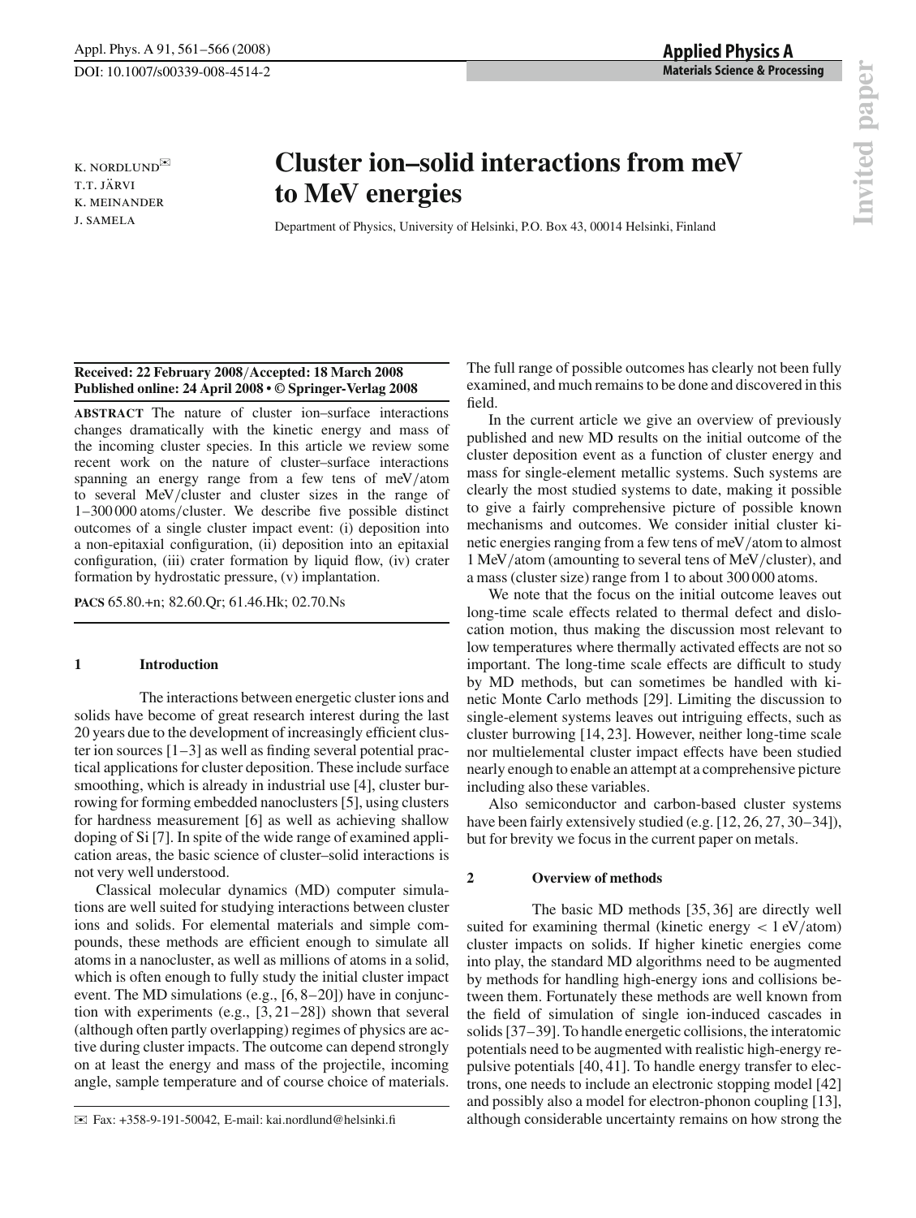# Cluster ion–solid interactions from meV to MeV energies

K. NORDLUND✉
T.T. JÄRVI
K. MEINANDER
J. SAMELA

Department of Physics, University of Helsinki, P.O. Box 43, 00014 Helsinki, Finland

**Received: 22 February 2008/Accepted: 18 March 2008**
**Published online: 24 April 2008 • © Springer-Verlag 2008**

**ABSTRACT** The nature of cluster ion–surface interactions changes dramatically with the kinetic energy and mass of the incoming cluster species. In this article we review some recent work on the nature of cluster–surface interactions spanning an energy range from a few tens of meV/atom to several MeV/cluster and cluster sizes in the range of 1–300 000 atoms/cluster. We describe five possible distinct outcomes of a single cluster impact event: (i) deposition into a non-epitaxial configuration, (ii) deposition into an epitaxial configuration, (iii) crater formation by liquid flow, (iv) crater formation by hydrostatic pressure, (v) implantation.

**PACS** 65.80.+n; 82.60.Qr; 61.46.Hk; 02.70.Ns

## 1 Introduction

The interactions between energetic cluster ions and solids have become of great research interest during the last 20 years due to the development of increasingly efficient cluster ion sources [1–3] as well as finding several potential practical applications for cluster deposition. These include surface smoothing, which is already in industrial use [4], cluster burrowing for forming embedded nanoclusters [5], using clusters for hardness measurement [6] as well as achieving shallow doping of Si [7]. In spite of the wide range of examined application areas, the basic science of cluster–solid interactions is not very well understood.

Classical molecular dynamics (MD) computer simulations are well suited for studying interactions between cluster ions and solids. For elemental materials and simple compounds, these methods are efficient enough to simulate all atoms in a nanocluster, as well as millions of atoms in a solid, which is often enough to fully study the initial cluster impact event. The MD simulations (e.g., [6, 8–20]) have in conjunction with experiments (e.g., [3, 21–28]) shown that several (although often partly overlapping) regimes of physics are active during cluster impacts. The outcome can depend strongly on at least the energy and mass of the projectile, incoming angle, sample temperature and of course choice of materials. The full range of possible outcomes has clearly not been fully examined, and much remains to be done and discovered in this field.

In the current article we give an overview of previously published and new MD results on the initial outcome of the cluster deposition event as a function of cluster energy and mass for single-element metallic systems. Such systems are clearly the most studied systems to date, making it possible to give a fairly comprehensive picture of possible known mechanisms and outcomes. We consider initial cluster kinetic energies ranging from a few tens of meV/atom to almost 1 MeV/atom (amounting to several tens of MeV/cluster), and a mass (cluster size) range from 1 to about 300 000 atoms.

We note that the focus on the initial outcome leaves out long-time scale effects related to thermal defect and dislocation motion, thus making the discussion most relevant to low temperatures where thermally activated effects are not so important. The long-time scale effects are difficult to study by MD methods, but can sometimes be handled with kinetic Monte Carlo methods [29]. Limiting the discussion to single-element systems leaves out intriguing effects, such as cluster burrowing [14, 23]. However, neither long-time scale nor multielemental cluster impact effects have been studied nearly enough to enable an attempt at a comprehensive picture including also these variables.

Also semiconductor and carbon-based cluster systems have been fairly extensively studied (e.g. [12, 26, 27, 30–34]), but for brevity we focus in the current paper on metals.

## 2 Overview of methods

The basic MD methods [35, 36] are directly well suited for examining thermal (kinetic energy $< 1$ eV/atom) cluster impacts on solids. If higher kinetic energies come into play, the standard MD algorithms need to be augmented by methods for handling high-energy ions and collisions between them. Fortunately these methods are well known from the field of simulation of single ion-induced cascades in solids [37–39]. To handle energetic collisions, the interatomic potentials need to be augmented with realistic high-energy repulsive potentials [40, 41]. To handle energy transfer to electrons, one needs to include an electronic stopping model [42] and possibly also a model for electron-phonon coupling [13], although considerable uncertainty remains on how strong the

✉ Fax: +358-9-191-50042, E-mail: kai.nordlund@helsinki.fi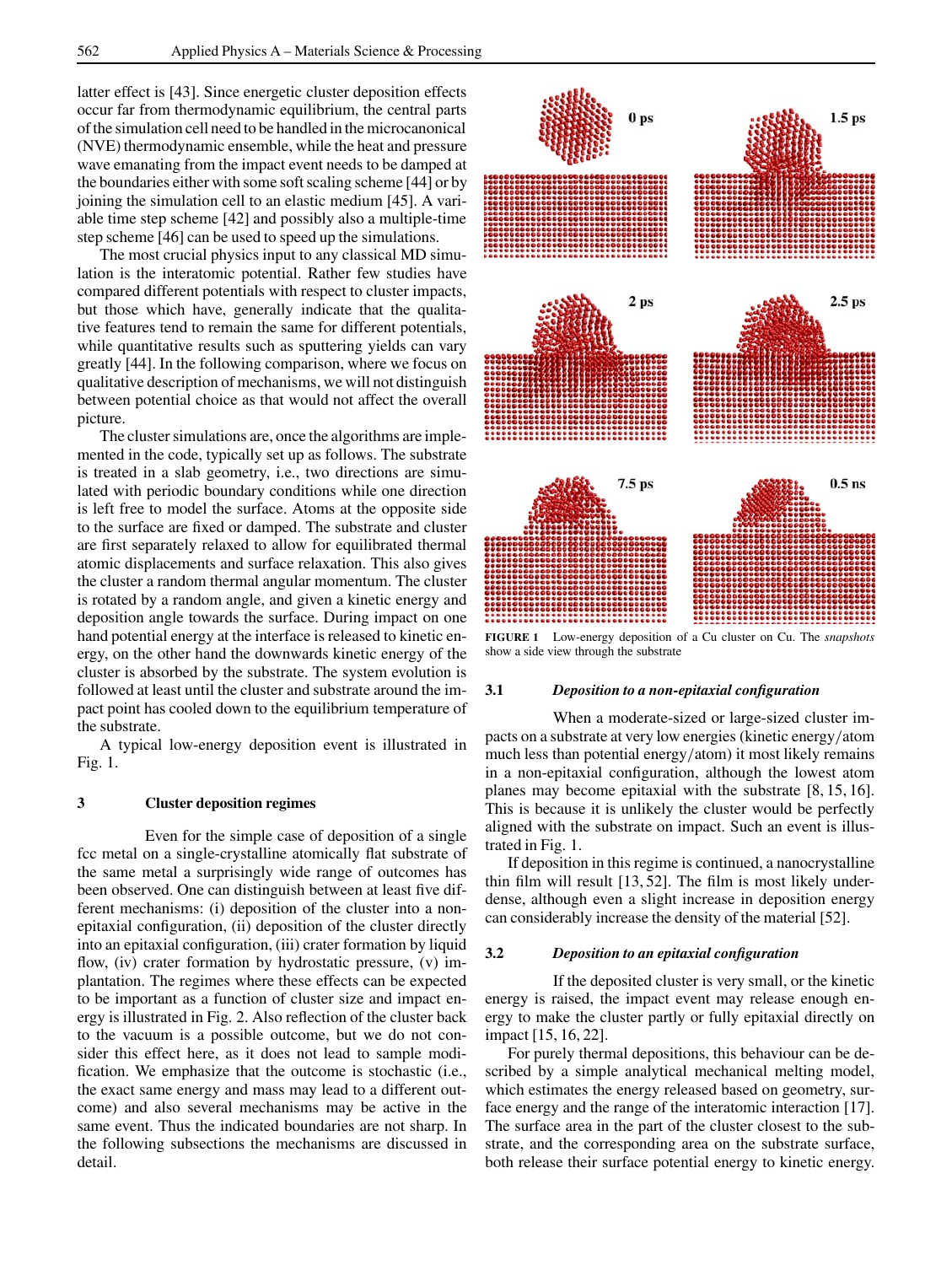latter effect is [43]. Since energetic cluster deposition effects occur far from thermodynamic equilibrium, the central parts of the simulation cell need to be handled in the microcanonical (NVE) thermodynamic ensemble, while the heat and pressure wave emanating from the impact event needs to be damped at the boundaries either with some soft scaling scheme [44] or by joining the simulation cell to an elastic medium [45]. A variable time step scheme [42] and possibly also a multiple-time step scheme [46] can be used to speed up the simulations.

The most crucial physics input to any classical MD simulation is the interatomic potential. Rather few studies have compared different potentials with respect to cluster impacts, but those which have, generally indicate that the qualitative features tend to remain the same for different potentials, while quantitative results such as sputtering yields can vary greatly [44]. In the following comparison, where we focus on qualitative description of mechanisms, we will not distinguish between potential choice as that would not affect the overall picture.

The cluster simulations are, once the algorithms are implemented in the code, typically set up as follows. The substrate is treated in a slab geometry, i.e., two directions are simulated with periodic boundary conditions while one direction is left free to model the surface. Atoms at the opposite side to the surface are fixed or damped. The substrate and cluster are first separately relaxed to allow for equilibrated thermal atomic displacements and surface relaxation. This also gives the cluster a random thermal angular momentum. The cluster is rotated by a random angle, and given a kinetic energy and deposition angle towards the surface. During impact on one hand potential energy at the interface is released to kinetic energy, on the other hand the downwards kinetic energy of the cluster is absorbed by the substrate. The system evolution is followed at least until the cluster and substrate around the impact point has cooled down to the equilibrium temperature of the substrate.

A typical low-energy deposition event is illustrated in Fig. 1.

**FIGURE 1** Low-energy deposition of a Cu cluster on Cu. The *snapshots* show a side view through the substrate

## 3 Cluster deposition regimes

Even for the simple case of deposition of a single fcc metal on a single-crystalline atomically flat substrate of the same metal a surprisingly wide range of outcomes has been observed. One can distinguish between at least five different mechanisms: (i) deposition of the cluster into a non-epitaxial configuration, (ii) deposition of the cluster directly into an epitaxial configuration, (iii) crater formation by liquid flow, (iv) crater formation by hydrostatic pressure, (v) implantation. The regimes where these effects can be expected to be important as a function of cluster size and impact energy is illustrated in Fig. 2. Also reflection of the cluster back to the vacuum is a possible outcome, but we do not consider this effect here, as it does not lead to sample modification. We emphasize that the outcome is stochastic (i.e., the exact same energy and mass may lead to a different outcome) and also several mechanisms may be active in the same event. Thus the indicated boundaries are not sharp. In the following subsections the mechanisms are discussed in detail.

### 3.1 *Deposition to a non-epitaxial configuration*

When a moderate-sized or large-sized cluster impacts on a substrate at very low energies (kinetic energy/atom much less than potential energy/atom) it most likely remains in a non-epitaxial configuration, although the lowest atom planes may become epitaxial with the substrate [8, 15, 16]. This is because it is unlikely the cluster would be perfectly aligned with the substrate on impact. Such an event is illustrated in Fig. 1.

If deposition in this regime is continued, a nanocrystalline thin film will result [13, 52]. The film is most likely underdense, although even a slight increase in deposition energy can considerably increase the density of the material [52].

### 3.2 *Deposition to an epitaxial configuration*

If the deposited cluster is very small, or the kinetic energy is raised, the impact event may release enough energy to make the cluster partly or fully epitaxial directly on impact [15, 16, 22].

For purely thermal depositions, this behaviour can be described by a simple analytical mechanical melting model, which estimates the energy released based on geometry, surface energy and the range of the interatomic interaction [17]. The surface area in the part of the cluster closest to the substrate, and the corresponding area on the substrate surface, both release their surface potential energy to kinetic energy.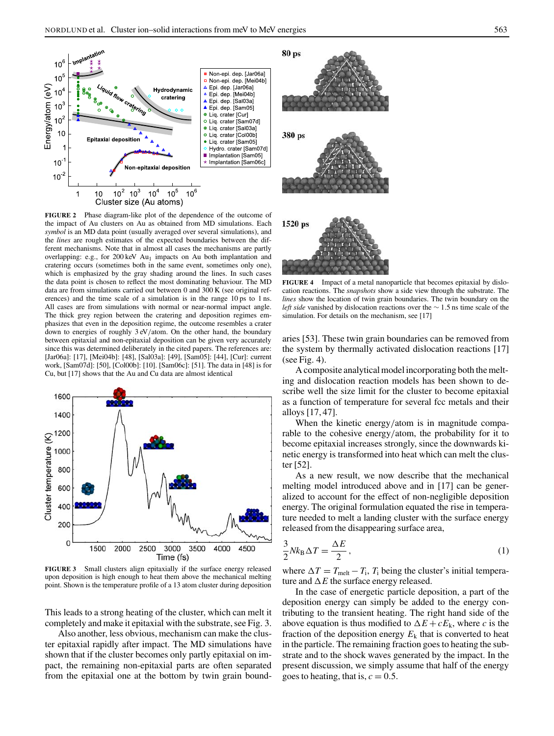**FIGURE 2** Phase diagram-like plot of the dependence of the outcome of the impact of Au clusters on Au as obtained from MD simulations. Each *symbol* is an MD data point (usually averaged over several simulations), and the *lines* are rough estimates of the expected boundaries between the different mechanisms. Note that in almost all cases the mechanisms are partly overlapping: e.g., for 200 keV $Au_1$ impacts on Au both implantation and cratering occurs (sometimes both in the same event, sometimes only one), which is emphasized by the gray shading around the lines. In such cases the data point is chosen to reflect the most dominating behaviour. The MD data are from simulations carried out between 0 and 300 K (see original references) and the time scale of a simulation is in the range 10 ps to 1 ns. All cases are from simulations with normal or near-normal impact angle. The thick grey region between the cratering and deposition regimes emphasizes that even in the deposition regime, the outcome resembles a crater down to energies of roughly 3 eV/atom. On the other hand, the boundary between epitaxial and non-epitaxial deposition can be given very accurately since this was determined deliberately in the cited papers. The references are: [Jar06a]: [17], [Mei04b]: [48], [Sal03a]: [49], [Sam05]: [44], [Cur]: current work, [Sam07d]: [50], [Col00b]: [10]. [Sam06c]: [51]. The data in [48] is for Cu, but [17] shows that the Au and Cu data are almost identical

**FIGURE 3** Small clusters align epitaxially if the surface energy released upon deposition is high enough to heat them above the mechanical melting point. Shown is the temperature profile of a 13 atom cluster during deposition

This leads to a strong heating of the cluster, which can melt it completely and make it epitaxial with the substrate, see Fig. 3.

Also another, less obvious, mechanism can make the cluster epitaxial rapidly after impact. The MD simulations have shown that if the cluster becomes only partly epitaxial on impact, the remaining non-epitaxial parts are often separated from the epitaxial one at the bottom by twin grain boundaries [53]. These twin grain boundaries can be removed from the system by thermally activated dislocation reactions [17] (see Fig. 4).

**FIGURE 4** Impact of a metal nanoparticle that becomes epitaxial by dislocation reactions. The *snapshots* show a side view through the substrate. The *lines* show the location of twin grain boundaries. The twin boundary on the *left side* vanished by dislocation reactions over the $\sim 1.5$ ns time scale of the simulation. For details on the mechanism, see [17]

A composite analytical model incorporating both the melting and dislocation reaction models has been shown to describe well the size limit for the cluster to become epitaxial as a function of temperature for several fcc metals and their alloys [17, 47].

When the kinetic energy/atom is in magnitude comparable to the cohesive energy/atom, the probability for it to become epitaxial increases strongly, since the downwards kinetic energy is transformed into heat which can melt the cluster [52].

As a new result, we now describe that the mechanical melting model introduced above and in [17] can be generalized to account for the effect of non-negligible deposition energy. The original formulation equated the rise in temperature needed to melt a landing cluster with the surface energy released from the disappearing surface area,

$$\frac{3}{2} N k_B \Delta T = \frac{\Delta E}{2}\,, \tag{1}$$

where $\Delta T = T_{melt} - T_i$, $T_i$ being the cluster's initial temperature and $\Delta E$ the surface energy released.

In the case of energetic particle deposition, a part of the deposition energy can simply be added to the energy contributing to the transient heating. The right hand side of the above equation is thus modified to $\Delta E + cE_k$, where $c$ is the fraction of the deposition energy $E_k$ that is converted to heat in the particle. The remaining fraction goes to heating the substrate and to the shock waves generated by the impact. In the present discussion, we simply assume that half of the energy goes to heating, that is, $c = 0.5$.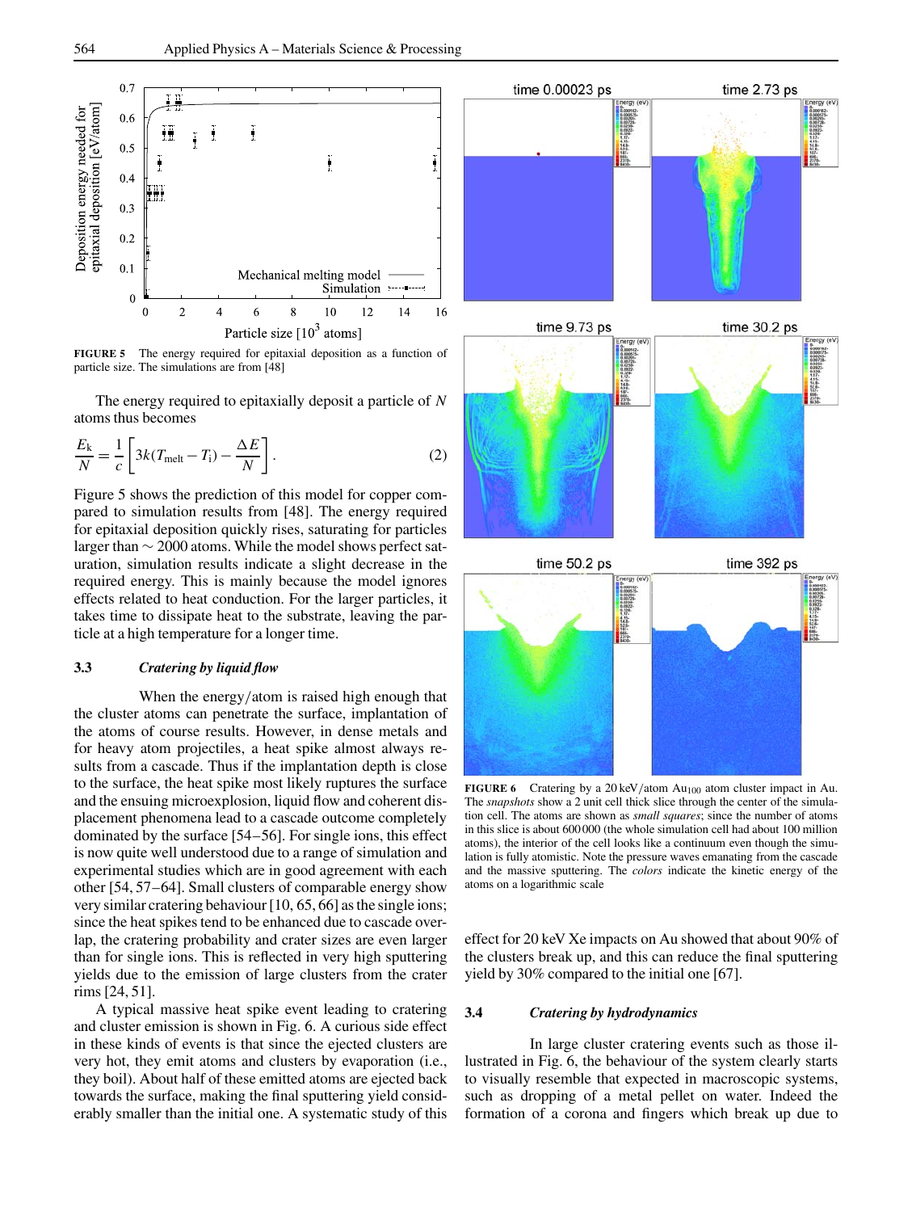**FIGURE 5** The energy required for epitaxial deposition as a function of particle size. The simulations are from [48]

The energy required to epitaxially deposit a particle of $N$ atoms thus becomes

$$\frac{E_k}{N} = \frac{1}{c}\left[3k(T_{\text{melt}} - T_i) - \frac{\Delta E}{N}\right]. \quad (2)$$

Figure 5 shows the prediction of this model for copper compared to simulation results from [48]. The energy required for epitaxial deposition quickly rises, saturating for particles larger than $\sim 2000$ atoms. While the model shows perfect saturation, simulation results indicate a slight decrease in the required energy. This is mainly because the model ignores effects related to heat conduction. For the larger particles, it takes time to dissipate heat to the substrate, leaving the particle at a high temperature for a longer time.

### 3.3 *Cratering by liquid flow*

When the energy/atom is raised high enough that the cluster atoms can penetrate the surface, implantation of the atoms of course results. However, in dense metals and for heavy atom projectiles, a heat spike almost always results from a cascade. Thus if the implantation depth is close to the surface, the heat spike most likely ruptures the surface and the ensuing microexplosion, liquid flow and coherent displacement phenomena lead to a cascade outcome completely dominated by the surface [54–56]. For single ions, this effect is now quite well understood due to a range of simulation and experimental studies which are in good agreement with each other [54, 57–64]. Small clusters of comparable energy show very similar cratering behaviour [10, 65, 66] as the single ions; since the heat spikes tend to be enhanced due to cascade overlap, the cratering probability and crater sizes are even larger than for single ions. This is reflected in very high sputtering yields due to the emission of large clusters from the crater rims [24, 51].

A typical massive heat spike event leading to cratering and cluster emission is shown in Fig. 6. A curious side effect in these kinds of events is that since the ejected clusters are very hot, they emit atoms and clusters by evaporation (i.e., they boil). About half of these emitted atoms are ejected back towards the surface, making the final sputtering yield considerably smaller than the initial one. A systematic study of this effect for 20 keV Xe impacts on Au showed that about 90% of the clusters break up, and this can reduce the final sputtering yield by 30% compared to the initial one [67].

**FIGURE 6** Cratering by a 20 keV/atom $Au_{100}$ atom cluster impact in Au. The *snapshots* show a 2 unit cell thick slice through the center of the simulation cell. The atoms are shown as *small squares*; since the number of atoms in this slice is about 600 000 (the whole simulation cell had about 100 million atoms), the interior of the cell looks like a continuum even though the simulation is fully atomistic. Note the pressure waves emanating from the cascade and the massive sputtering. The *colors* indicate the kinetic energy of the atoms on a logarithmic scale

### 3.4 *Cratering by hydrodynamics*

In large cluster cratering events such as those illustrated in Fig. 6, the behaviour of the system clearly starts to visually resemble that expected in macroscopic systems, such as dropping of a metal pellet on water. Indeed the formation of a corona and fingers which break up due to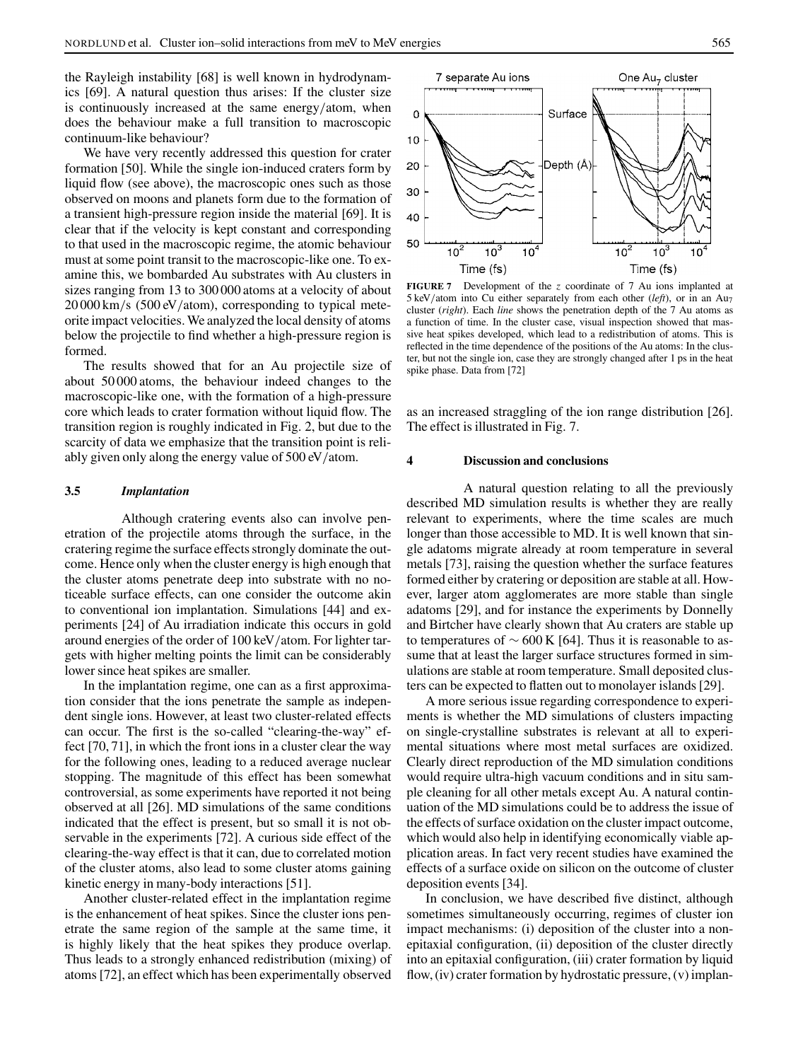the Rayleigh instability [68] is well known in hydrodynamics [69]. A natural question thus arises: If the cluster size is continuously increased at the same energy/atom, when does the behaviour make a full transition to macroscopic continuum-like behaviour?

We have very recently addressed this question for crater formation [50]. While the single ion-induced craters form by liquid flow (see above), the macroscopic ones such as those observed on moons and planets form due to the formation of a transient high-pressure region inside the material [69]. It is clear that if the velocity is kept constant and corresponding to that used in the macroscopic regime, the atomic behaviour must at some point transit to the macroscopic-like one. To examine this, we bombarded Au substrates with Au clusters in sizes ranging from 13 to 300 000 atoms at a velocity of about 20 000 km/s (500 eV/atom), corresponding to typical meteorite impact velocities. We analyzed the local density of atoms below the projectile to find whether a high-pressure region is formed.

The results showed that for an Au projectile size of about 50 000 atoms, the behaviour indeed changes to the macroscopic-like one, with the formation of a high-pressure core which leads to crater formation without liquid flow. The transition region is roughly indicated in Fig. 2, but due to the scarcity of data we emphasize that the transition point is reliably given only along the energy value of 500 eV/atom.

### 3.5 *Implantation*

Although cratering events also can involve penetration of the projectile atoms through the surface, in the cratering regime the surface effects strongly dominate the outcome. Hence only when the cluster energy is high enough that the cluster atoms penetrate deep into substrate with no noticeable surface effects, can one consider the outcome akin to conventional ion implantation. Simulations [44] and experiments [24] of Au irradiation indicate this occurs in gold around energies of the order of 100 keV/atom. For lighter targets with higher melting points the limit can be considerably lower since heat spikes are smaller.

In the implantation regime, one can as a first approximation consider that the ions penetrate the sample as independent single ions. However, at least two cluster-related effects can occur. The first is the so-called "clearing-the-way" effect [70, 71], in which the front ions in a cluster clear the way for the following ones, leading to a reduced average nuclear stopping. The magnitude of this effect has been somewhat controversial, as some experiments have reported it not being observed at all [26]. MD simulations of the same conditions indicated that the effect is present, but so small it is not observable in the experiments [72]. A curious side effect of the clearing-the-way effect is that it can, due to correlated motion of the cluster atoms, also lead to some cluster atoms gaining kinetic energy in many-body interactions [51].

Another cluster-related effect in the implantation regime is the enhancement of heat spikes. Since the cluster ions penetrate the same region of the sample at the same time, it is highly likely that the heat spikes they produce overlap. Thus leads to a strongly enhanced redistribution (mixing) of atoms [72], an effect which has been experimentally observed as an increased straggling of the ion range distribution [26]. The effect is illustrated in Fig. 7.

**FIGURE 7** Development of the $z$ coordinate of 7 Au ions implanted at 5 keV/atom into Cu either separately from each other (*left*), or in an $Au_7$ cluster (*right*). Each *line* shows the penetration depth of the 7 Au atoms as a function of time. In the cluster case, visual inspection showed that massive heat spikes developed, which lead to a redistribution of atoms. This is reflected in the time dependence of the positions of the Au atoms: In the cluster, but not the single ion, case they are strongly changed after 1 ps in the heat spike phase. Data from [72]

## 4 Discussion and conclusions

A natural question relating to all the previously described MD simulation results is whether they are really relevant to experiments, where the time scales are much longer than those accessible to MD. It is well known that single adatoms migrate already at room temperature in several metals [73], raising the question whether the surface features formed either by cratering or deposition are stable at all. However, larger atom agglomerates are more stable than single adatoms [29], and for instance the experiments by Donnelly and Birtcher have clearly shown that Au craters are stable up to temperatures of $\sim 600$ K [64]. Thus it is reasonable to assume that at least the larger surface structures formed in simulations are stable at room temperature. Small deposited clusters can be expected to flatten out to monolayer islands [29].

A more serious issue regarding correspondence to experiments is whether the MD simulations of clusters impacting on single-crystalline substrates is relevant at all to experimental situations where most metal surfaces are oxidized. Clearly direct reproduction of the MD simulation conditions would require ultra-high vacuum conditions and in situ sample cleaning for all other metals except Au. A natural continuation of the MD simulations could be to address the issue of the effects of surface oxidation on the cluster impact outcome, which would also help in identifying economically viable application areas. In fact very recent studies have examined the effects of a surface oxide on silicon on the outcome of cluster deposition events [34].

In conclusion, we have described five distinct, although sometimes simultaneously occurring, regimes of cluster ion impact mechanisms: (i) deposition of the cluster into a non-epitaxial configuration, (ii) deposition of the cluster directly into an epitaxial configuration, (iii) crater formation by liquid flow, (iv) crater formation by hydrostatic pressure, (v) implan-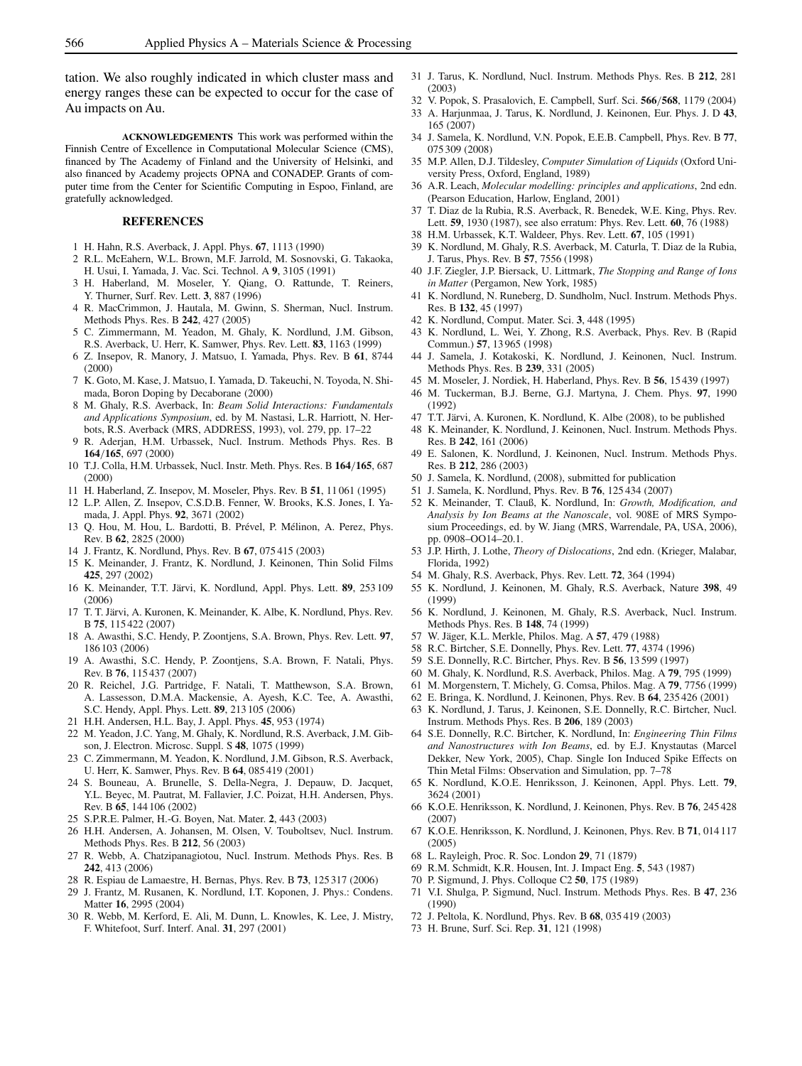tation. We also roughly indicated in which cluster mass and energy ranges these can be expected to occur for the case of Au impacts on Au.

**ACKNOWLEDGEMENTS** This work was performed within the Finnish Centre of Excellence in Computational Molecular Science (CMS), financed by The Academy of Finland and the University of Helsinki, and also financed by Academy projects OPNA and CONADEP. Grants of computer time from the Center for Scientific Computing in Espoo, Finland, are gratefully acknowledged.

## REFERENCES

1. H. Hahn, R.S. Averback, J. Appl. Phys. **67**, 1113 (1990)
2. R.L. McEahern, W.L. Brown, M.F. Jarrold, M. Sosnovski, G. Takaoka, H. Usui, I. Yamada, J. Vac. Sci. Technol. A **9**, 3105 (1991)
3. H. Haberland, M. Moseler, Y. Qiang, O. Rattunde, T. Reiners, Y. Thurner, Surf. Rev. Lett. **3**, 887 (1996)
4. R. MacCrimmon, J. Hautala, M. Gwinn, S. Sherman, Nucl. Instrum. Methods Phys. Res. B **242**, 427 (2005)
5. C. Zimmermann, M. Yeadon, M. Ghaly, K. Nordlund, J.M. Gibson, R.S. Averback, U. Herr, K. Samwer, Phys. Rev. Lett. **83**, 1163 (1999)
6. Z. Insepov, R. Manory, J. Matsuo, I. Yamada, Phys. Rev. B **61**, 8744 (2000)
7. K. Goto, M. Kase, J. Matsuo, I. Yamada, D. Takeuchi, N. Toyoda, N. Shimada, Boron Doping by Decaborane (2000)
8. M. Ghaly, R.S. Averback, In: *Beam Solid Interactions: Fundamentals and Applications Symposium*, ed. by M. Nastasi, L.R. Harriott, N. Herbots, R.S. Averback (MRS, ADDRESS, 1993), vol. 279, pp. 17–22
9. R. Aderjan, H.M. Urbassek, Nucl. Instrum. Methods Phys. Res. B **164/165**, 697 (2000)
10. T.J. Colla, H.M. Urbassek, Nucl. Instr. Meth. Phys. Res. B **164/165**, 687 (2000)
11. H. Haberland, Z. Insepov, M. Moseler, Phys. Rev. B **51**, 11 061 (1995)
12. L.P. Allen, Z. Insepov, C.S.D.B. Fenner, W. Brooks, K.S. Jones, I. Yamada, J. Appl. Phys. **92**, 3671 (2002)
13. Q. Hou, M. Hou, L. Bardotti, B. Prével, P. Mélinon, A. Perez, Phys. Rev. B **62**, 2825 (2000)
14. J. Frantz, K. Nordlund, Phys. Rev. B **67**, 075 415 (2003)
15. K. Meinander, J. Frantz, K. Nordlund, J. Keinonen, Thin Solid Films **425**, 297 (2002)
16. K. Meinander, T.T. Järvi, K. Nordlund, Appl. Phys. Lett. **89**, 253 109 (2006)
17. T. T. Järvi, A. Kuronen, K. Meinander, K. Albe, K. Nordlund, Phys. Rev. B **75**, 115 422 (2007)
18. A. Awasthi, S.C. Hendy, P. Zoontjens, S.A. Brown, Phys. Rev. Lett. **97**, 186 103 (2006)
19. A. Awasthi, S.C. Hendy, P. Zoontjens, S.A. Brown, F. Natali, Phys. Rev. B **76**, 115 437 (2007)
20. R. Reichel, J.G. Partridge, F. Natali, T. Matthewson, S.A. Brown, A. Lassesson, D.M.A. Mackensie, A. Ayesh, K.C. Tee, A. Awasthi, S.C. Hendy, Appl. Phys. Lett. **89**, 213 105 (2006)
21. H.H. Andersen, H.L. Bay, J. Appl. Phys. **45**, 953 (1974)
22. M. Yeadon, J.C. Yang, M. Ghaly, K. Nordlund, R.S. Averback, J.M. Gibson, J. Electron. Microsc. Suppl. S **48**, 1075 (1999)
23. C. Zimmermann, M. Yeadon, K. Nordlund, J.M. Gibson, R.S. Averback, U. Herr, K. Samwer, Phys. Rev. B **64**, 085 419 (2001)
24. S. Bouneau, A. Brunelle, S. Della-Negra, J. Depauw, D. Jacquet, Y.L. Beyec, M. Pautrat, M. Fallavier, J.C. Poizat, H.H. Andersen, Phys. Rev. B **65**, 144 106 (2002)
25. S.P.R.E. Palmer, H.-G. Boyen, Nat. Mater. **2**, 443 (2003)
26. H.H. Andersen, A. Johansen, M. Olsen, V. Touboltsev, Nucl. Instrum. Methods Phys. Res. B **212**, 56 (2003)
27. R. Webb, A. Chatzipanagiotou, Nucl. Instrum. Methods Phys. Res. B **242**, 413 (2006)
28. R. Espiau de Lamaestre, H. Bernas, Phys. Rev. B **73**, 125 317 (2006)
29. J. Frantz, M. Rusanen, K. Nordlund, I.T. Koponen, J. Phys.: Condens. Matter **16**, 2995 (2004)
30. R. Webb, M. Kerford, E. Ali, M. Dunn, L. Knowles, K. Lee, J. Mistry, F. Whitefoot, Surf. Interf. Anal. **31**, 297 (2001)
31. J. Tarus, K. Nordlund, Nucl. Instrum. Methods Phys. Res. B **212**, 281 (2003)
32. V. Popok, S. Prasalovich, E. Campbell, Surf. Sci. **566/568**, 1179 (2004)
33. A. Harjunmaa, J. Tarus, K. Nordlund, J. Keinonen, Eur. Phys. J. D **43**, 165 (2007)
34. J. Samela, K. Nordlund, V.N. Popok, E.E.B. Campbell, Phys. Rev. B **77**, 075 309 (2008)
35. M.P. Allen, D.J. Tildesley, *Computer Simulation of Liquids* (Oxford University Press, Oxford, England, 1989)
36. A.R. Leach, *Molecular modelling: principles and applications*, 2nd edn. (Pearson Education, Harlow, England, 2001)
37. T. Diaz de la Rubia, R.S. Averback, R. Benedek, W.E. King, Phys. Rev. Lett. **59**, 1930 (1987), see also erratum: Phys. Rev. Lett. **60**, 76 (1988)
38. H.M. Urbassek, K.T. Waldeer, Phys. Rev. Lett. **67**, 105 (1991)
39. K. Nordlund, M. Ghaly, R.S. Averback, M. Caturla, T. Diaz de la Rubia, J. Tarus, Phys. Rev. B **57**, 7556 (1998)
40. J.F. Ziegler, J.P. Biersack, U. Littmark, *The Stopping and Range of Ions in Matter* (Pergamon, New York, 1985)
41. K. Nordlund, N. Runeberg, D. Sundholm, Nucl. Instrum. Methods Phys. Res. B **132**, 45 (1997)
42. K. Nordlund, Comput. Mater. Sci. **3**, 448 (1995)
43. K. Nordlund, L. Wei, Y. Zhong, R.S. Averback, Phys. Rev. B (Rapid Commun.) **57**, 13 965 (1998)
44. J. Samela, J. Kotakoski, K. Nordlund, J. Keinonen, Nucl. Instrum. Methods Phys. Res. B **239**, 331 (2005)
45. M. Moseler, J. Nordiek, H. Haberland, Phys. Rev. B **56**, 15 439 (1997)
46. M. Tuckerman, B.J. Berne, G.J. Martyna, J. Chem. Phys. **97**, 1990 (1992)
47. T.T. Järvi, A. Kuronen, K. Nordlund, K. Albe (2008), to be published
48. K. Meinander, K. Nordlund, J. Keinonen, Nucl. Instrum. Methods Phys. Res. B **242**, 161 (2006)
49. E. Salonen, K. Nordlund, J. Keinonen, Nucl. Instrum. Methods Phys. Res. B **212**, 286 (2003)
50. J. Samela, K. Nordlund, (2008), submitted for publication
51. J. Samela, K. Nordlund, Phys. Rev. B **76**, 125 434 (2007)
52. K. Meinander, T. Clauß, K. Nordlund, In: *Growth, Modification, and Analysis by Ion Beams at the Nanoscale*, vol. 908E of MRS Symposium Proceedings, ed. by W. Jiang (MRS, Warrendale, PA, USA, 2006), pp. 0908–OO14–20.1.
53. J.P. Hirth, J. Lothe, *Theory of Dislocations*, 2nd edn. (Krieger, Malabar, Florida, 1992)
54. M. Ghaly, R.S. Averback, Phys. Rev. Lett. **72**, 364 (1994)
55. K. Nordlund, J. Keinonen, M. Ghaly, R.S. Averback, Nature **398**, 49 (1999)
56. K. Nordlund, J. Keinonen, M. Ghaly, R.S. Averback, Nucl. Instrum. Methods Phys. Res. B **148**, 74 (1999)
57. W. Jäger, K.L. Merkle, Philos. Mag. A **57**, 479 (1988)
58. R.C. Birtcher, S.E. Donnelly, Phys. Rev. Lett. **77**, 4374 (1996)
59. S.E. Donnelly, R.C. Birtcher, Phys. Rev. B **56**, 13 599 (1997)
60. M. Ghaly, K. Nordlund, R.S. Averback, Philos. Mag. A **79**, 795 (1999)
61. M. Morgenstern, T. Michely, G. Comsa, Philos. Mag. A **79**, 7756 (1999)
62. E. Bringa, K. Nordlund, J. Keinonen, Phys. Rev. B **64**, 235 426 (2001)
63. K. Nordlund, J. Tarus, J. Keinonen, S.E. Donnelly, R.C. Birtcher, Nucl. Instrum. Methods Phys. Res. B **206**, 189 (2003)
64. S.E. Donnelly, R.C. Birtcher, K. Nordlund, In: *Engineering Thin Films and Nanostructures with Ion Beams*, ed. by E.J. Knystautas (Marcel Dekker, New York, 2005), Chap. Single Ion Induced Spike Effects on Thin Metal Films: Observation and Simulation, pp. 7–78
65. K. Nordlund, K.O.E. Henriksson, J. Keinonen, Appl. Phys. Lett. **79**, 3624 (2001)
66. K.O.E. Henriksson, K. Nordlund, J. Keinonen, Phys. Rev. B **76**, 245 428 (2007)
67. K.O.E. Henriksson, K. Nordlund, J. Keinonen, Phys. Rev. B **71**, 014 117 (2005)
68. L. Rayleigh, Proc. R. Soc. London **29**, 71 (1879)
69. R.M. Schmidt, K.R. Housen, Int. J. Impact Eng. **5**, 543 (1987)
70. P. Sigmund, J. Phys. Colloque C2 **50**, 175 (1989)
71. V.I. Shulga, P. Sigmund, Nucl. Instrum. Methods Phys. Res. B **47**, 236 (1990)
72. J. Peltola, K. Nordlund, Phys. Rev. B **68**, 035 419 (2003)
73. H. Brune, Surf. Sci. Rep. **31**, 121 (1998)